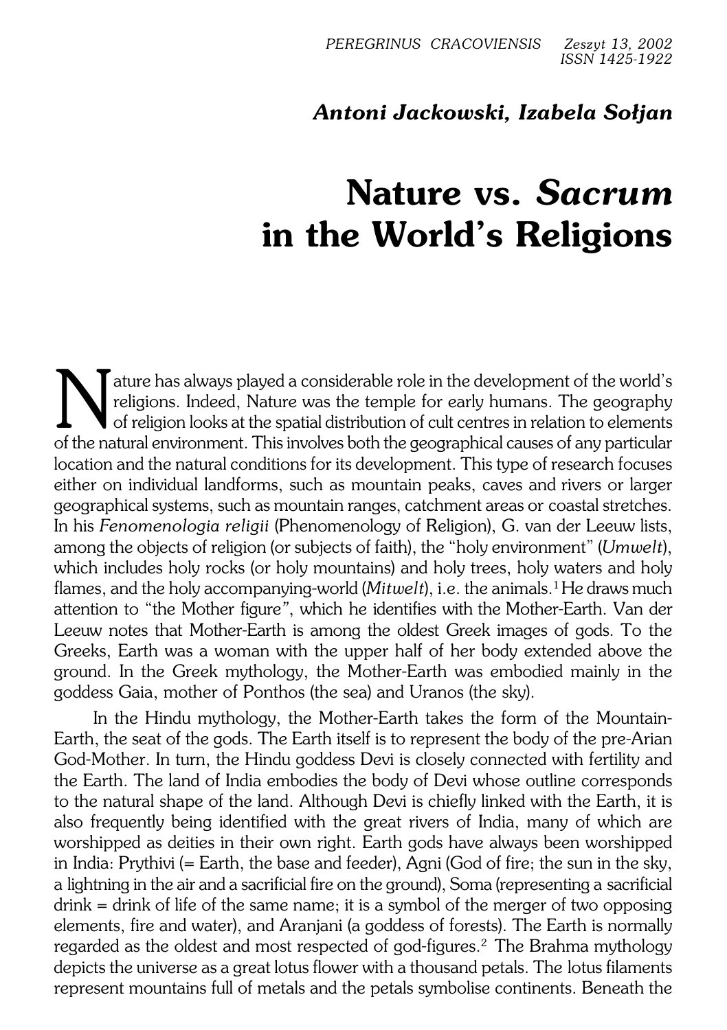*Antoni Jackowski, Izabela Sołjan*

# Nature vs. *Sacrum* in the World's Religions

Nature has always played a considerable role in the development of the world's religions. Indeed, Nature was the temple for early humans. The geography of religion looks at the spatial distribution of cult centres in relation to elements of the natural environment. This involves both the geographical causes of any particular location and the natural conditions for its development. This type of research focuses either on individual landforms, such as mountain peaks, caves and rivers or larger geographical systems, such as mountain ranges, catchment areas or coastal stretches. In his *Fenomenologia religii* (Phenomenology of Religion), G. van der Leeuw lists, among the objects of religion (or subjects of faith), the "holy environment" (*Umwelt*), which includes holy rocks (or holy mountains) and holy trees, holy waters and holy flames, and the holy accompanying-world (*Mitwelt*), i.e. the animals.[1] He draws much attention to "the Mother figure", which he identifies with the Mother-Earth. Van der Leeuw notes that Mother-Earth is among the oldest Greek images of gods. To the Greeks, Earth was a woman with the upper half of her body extended above the ground. In the Greek mythology, the Mother-Earth was embodied mainly in the goddess Gaia, mother of Ponthos (the sea) and Uranos (the sky).

In the Hindu mythology, the Mother-Earth takes the form of the Mountain-Earth, the seat of the gods. The Earth itself is to represent the body of the pre-Arian God-Mother. In turn, the Hindu goddess Devi is closely connected with fertility and the Earth. The land of India embodies the body of Devi whose outline corresponds to the natural shape of the land. Although Devi is chiefly linked with the Earth, it is also frequently being identified with the great rivers of India, many of which are worshipped as deities in their own right. Earth gods have always been worshipped in India: Prythivi (= Earth, the base and feeder), Agni (God of fire; the sun in the sky, a lightning in the air and a sacrificial fire on the ground), Soma (representing a sacrificial drink = drink of life of the same name; it is a symbol of the merger of two opposing elements, fire and water), and Aranjani (a goddess of forests). The Earth is normally regarded as the oldest and most respected of god-figures.[2] The Brahma mythology depicts the universe as a great lotus flower with a thousand petals. The lotus filaments represent mountains full of metals and the petals symbolise continents. Beneath the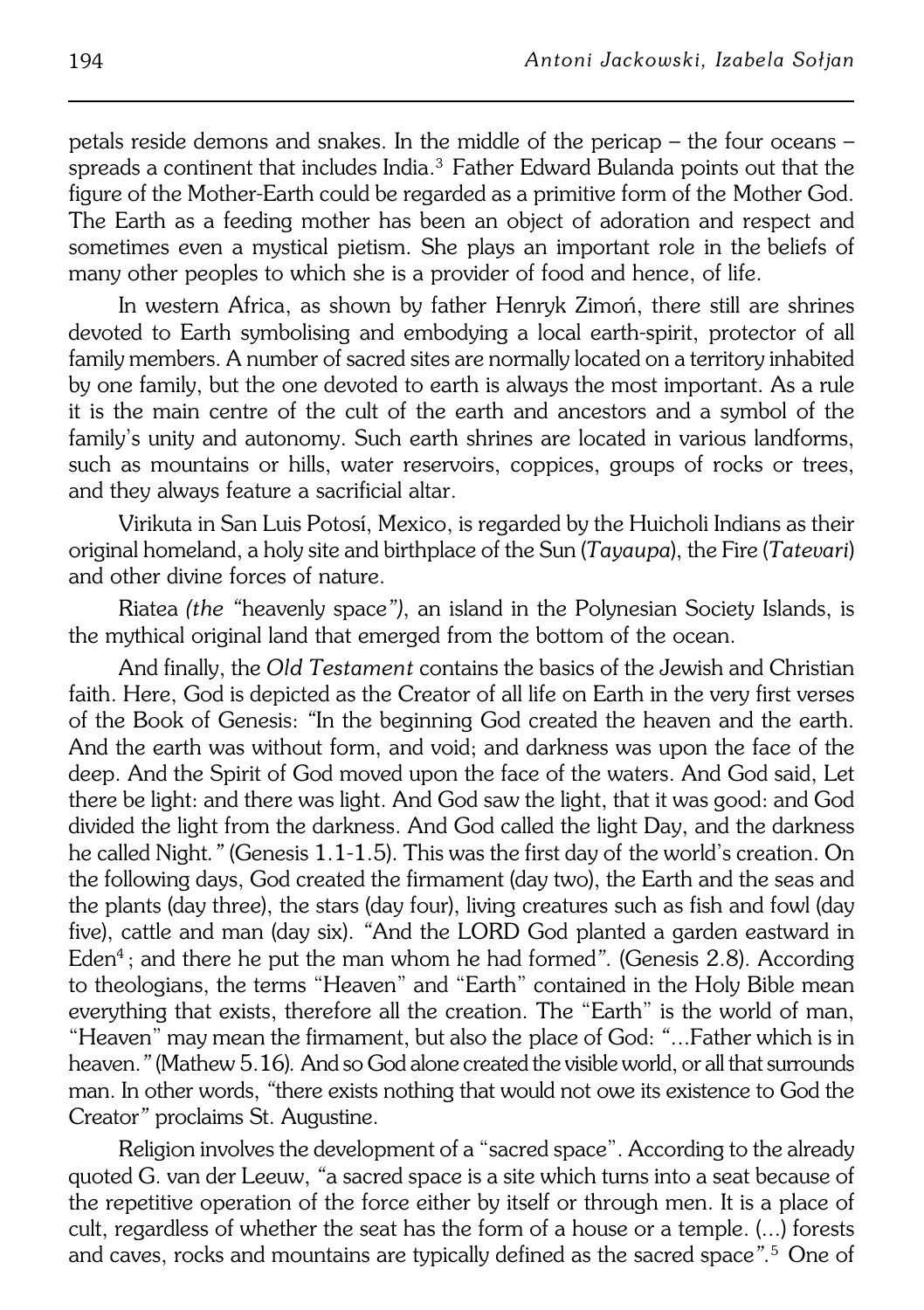petals reside demons and snakes. In the middle of the pericap – the four oceans – spreads a continent that includes India.[3] Father Edward Bulanda points out that the figure of the Mother-Earth could be regarded as a primitive form of the Mother God. The Earth as a feeding mother has been an object of adoration and respect and sometimes even a mystical pietism. She plays an important role in the beliefs of many other peoples to which she is a provider of food and hence, of life.

In western Africa, as shown by father Henryk Zimoń, there still are shrines devoted to Earth symbolising and embodying a local earth-spirit, protector of all family members. A number of sacred sites are normally located on a territory inhabited by one family, but the one devoted to earth is always the most important. As a rule it is the main centre of the cult of the earth and ancestors and a symbol of the family's unity and autonomy. Such earth shrines are located in various landforms, such as mountains or hills, water reservoirs, coppices, groups of rocks or trees, and they always feature a sacrificial altar.

Virikuta in San Luis Potosí, Mexico, is regarded by the Huicholi Indians as their original homeland, a holy site and birthplace of the Sun (*Tayaupa*), the Fire (*Tatevari*) and other divine forces of nature.

Riatea *(the "*heavenly space*")*, an island in the Polynesian Society Islands, is the mythical original land that emerged from the bottom of the ocean.

And finally, the *Old Testament* contains the basics of the Jewish and Christian faith. Here, God is depicted as the Creator of all life on Earth in the very first verses of the Book of Genesis: *"*In the beginning God created the heaven and the earth. And the earth was without form, and void; and darkness was upon the face of the deep. And the Spirit of God moved upon the face of the waters. And God said, Let there be light: and there was light. And God saw the light, that it was good: and God divided the light from the darkness. And God called the light Day, and the darkness he called Night.*"* (Genesis 1.1-1.5). This was the first day of the world's creation. On the following days, God created the firmament (day two), the Earth and the seas and the plants (day three), the stars (day four), living creatures such as fish and fowl (day five), cattle and man (day six). *"*And the LORD God planted a garden eastward in Eden[4]; and there he put the man whom he had formed*"*. (Genesis 2.8). According to theologians, the terms "Heaven" and "Earth" contained in the Holy Bible mean everything that exists, therefore all the creation. The "Earth" is the world of man, "Heaven" may mean the firmament, but also the place of God: *"*...Father which is in heaven.*"* (Mathew 5.16). And so God alone created the visible world, or all that surrounds man. In other words, *"*there exists nothing that would not owe its existence to God the Creator*"* proclaims St. Augustine.

Religion involves the development of a "sacred space". According to the already quoted G. van der Leeuw, *"*a sacred space is a site which turns into a seat because of the repetitive operation of the force either by itself or through men. It is a place of cult, regardless of whether the seat has the form of a house or a temple. (...) forests and caves, rocks and mountains are typically defined as the sacred space*"*.[5] One of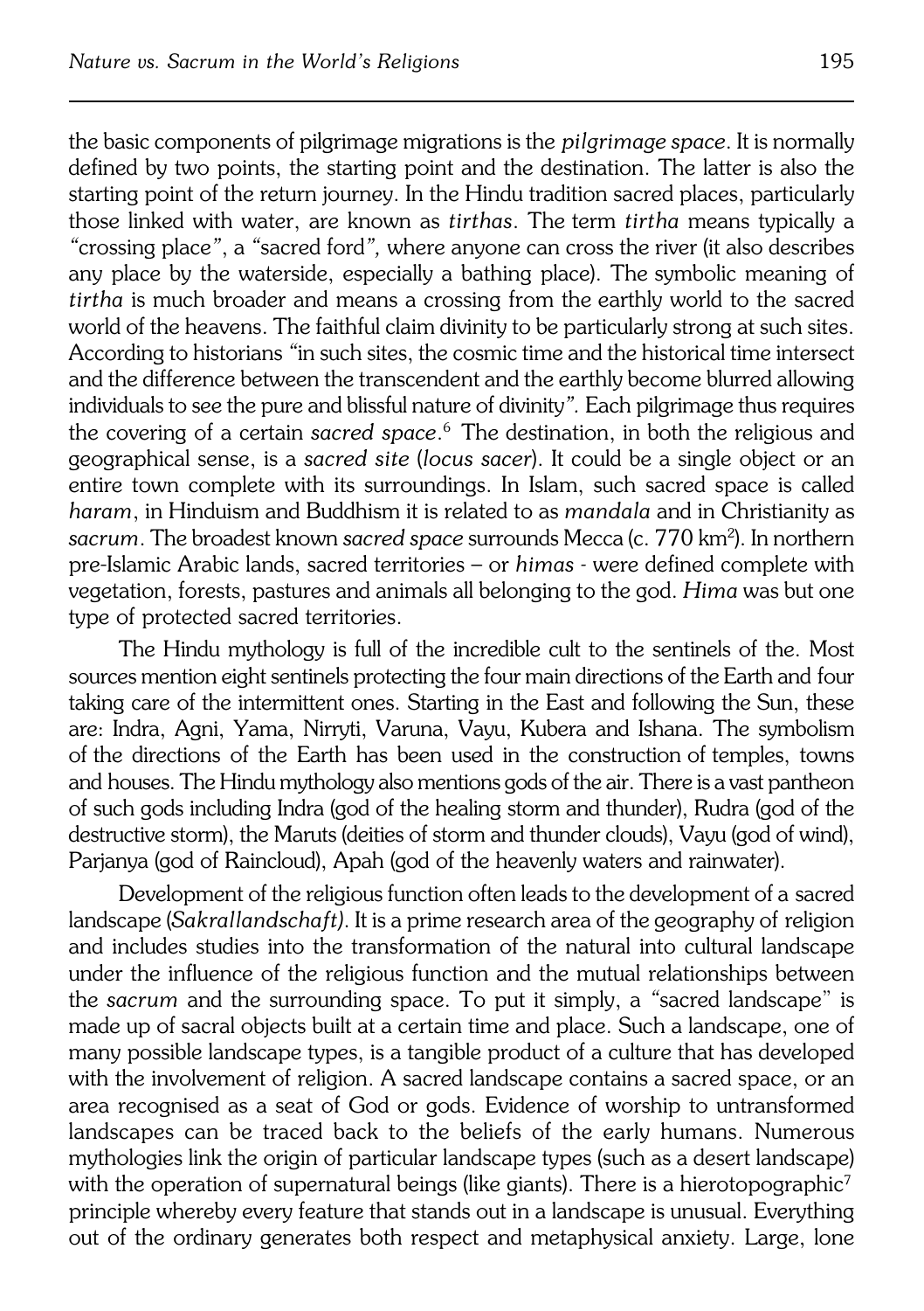the basic components of pilgrimage migrations is the *pilgrimage space*. It is normally defined by two points, the starting point and the destination. The latter is also the starting point of the return journey. In the Hindu tradition sacred places, particularly those linked with water, are known as *tirthas*. The term *tirtha* means typically a "crossing place", a "sacred ford", where anyone can cross the river (it also describes any place by the waterside, especially a bathing place). The symbolic meaning of *tirtha* is much broader and means a crossing from the earthly world to the sacred world of the heavens. The faithful claim divinity to be particularly strong at such sites. According to historians "in such sites, the cosmic time and the historical time intersect and the difference between the transcendent and the earthly become blurred allowing individuals to see the pure and blissful nature of divinity". Each pilgrimage thus requires the covering of a certain *sacred space*.[6] The destination, in both the religious and geographical sense, is a *sacred site* (*locus sacer*). It could be a single object or an entire town complete with its surroundings. In Islam, such sacred space is called *haram*, in Hinduism and Buddhism it is related to as *mandala* and in Christianity as *sacrum*. The broadest known *sacred space* surrounds Mecca (c. 770 km$^2$). In northern pre-Islamic Arabic lands, sacred territories – or *himas* - were defined complete with vegetation, forests, pastures and animals all belonging to the god. *Hima* was but one type of protected sacred territories.

The Hindu mythology is full of the incredible cult to the sentinels of the. Most sources mention eight sentinels protecting the four main directions of the Earth and four taking care of the intermittent ones. Starting in the East and following the Sun, these are: Indra, Agni, Yama, Nirryti, Varuna, Vayu, Kubera and Ishana. The symbolism of the directions of the Earth has been used in the construction of temples, towns and houses. The Hindu mythology also mentions gods of the air. There is a vast pantheon of such gods including Indra (god of the healing storm and thunder), Rudra (god of the destructive storm), the Maruts (deities of storm and thunder clouds), Vayu (god of wind), Parjanya (god of Raincloud), Apah (god of the heavenly waters and rainwater).

Development of the religious function often leads to the development of a sacred landscape (*Sakrallandschaft)*. It is a prime research area of the geography of religion and includes studies into the transformation of the natural into cultural landscape under the influence of the religious function and the mutual relationships between the *sacrum* and the surrounding space. To put it simply, a "sacred landscape" is made up of sacral objects built at a certain time and place. Such a landscape, one of many possible landscape types, is a tangible product of a culture that has developed with the involvement of religion. A sacred landscape contains a sacred space, or an area recognised as a seat of God or gods. Evidence of worship to untransformed landscapes can be traced back to the beliefs of the early humans. Numerous mythologies link the origin of particular landscape types (such as a desert landscape) with the operation of supernatural beings (like giants). There is a hierotopographic[7] principle whereby every feature that stands out in a landscape is unusual. Everything out of the ordinary generates both respect and metaphysical anxiety. Large, lone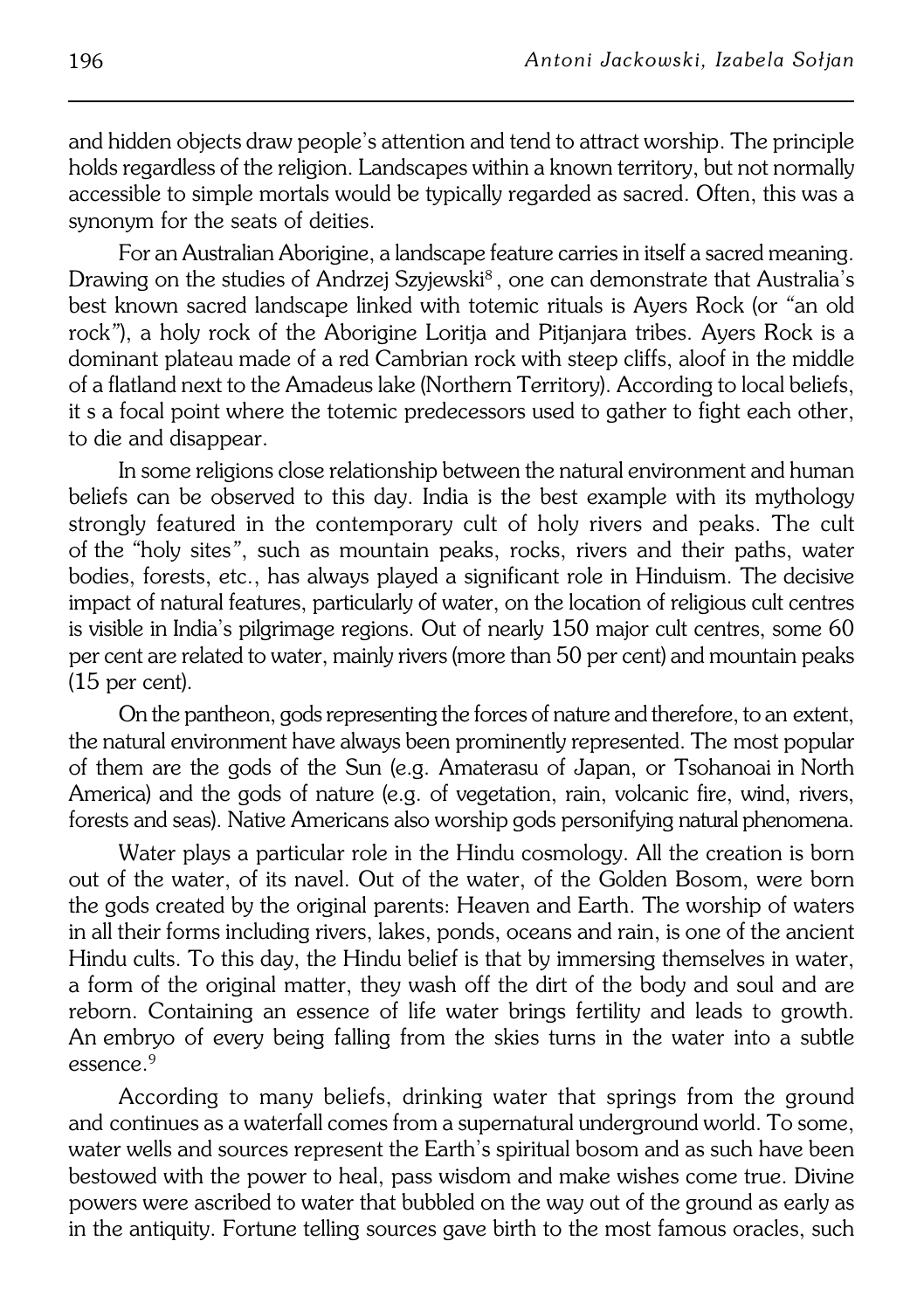and hidden objects draw people's attention and tend to attract worship. The principle holds regardless of the religion. Landscapes within a known territory, but not normally accessible to simple mortals would be typically regarded as sacred. Often, this was a synonym for the seats of deities.

For an Australian Aborigine, a landscape feature carries in itself a sacred meaning. Drawing on the studies of Andrzej Szyjewski[8], one can demonstrate that Australia's best known sacred landscape linked with totemic rituals is Ayers Rock (or "an old rock"), a holy rock of the Aborigine Loritja and Pitjanjara tribes. Ayers Rock is a dominant plateau made of a red Cambrian rock with steep cliffs, aloof in the middle of a flatland next to the Amadeus lake (Northern Territory). According to local beliefs, it s a focal point where the totemic predecessors used to gather to fight each other, to die and disappear.

In some religions close relationship between the natural environment and human beliefs can be observed to this day. India is the best example with its mythology strongly featured in the contemporary cult of holy rivers and peaks. The cult of the "holy sites", such as mountain peaks, rocks, rivers and their paths, water bodies, forests, etc., has always played a significant role in Hinduism. The decisive impact of natural features, particularly of water, on the location of religious cult centres is visible in India's pilgrimage regions. Out of nearly 150 major cult centres, some 60 per cent are related to water, mainly rivers (more than 50 per cent) and mountain peaks (15 per cent).

On the pantheon, gods representing the forces of nature and therefore, to an extent, the natural environment have always been prominently represented. The most popular of them are the gods of the Sun (e.g. Amaterasu of Japan, or Tsohanoai in North America) and the gods of nature (e.g. of vegetation, rain, volcanic fire, wind, rivers, forests and seas). Native Americans also worship gods personifying natural phenomena.

Water plays a particular role in the Hindu cosmology. All the creation is born out of the water, of its navel. Out of the water, of the Golden Bosom, were born the gods created by the original parents: Heaven and Earth. The worship of waters in all their forms including rivers, lakes, ponds, oceans and rain, is one of the ancient Hindu cults. To this day, the Hindu belief is that by immersing themselves in water, a form of the original matter, they wash off the dirt of the body and soul and are reborn. Containing an essence of life water brings fertility and leads to growth. An embryo of every being falling from the skies turns in the water into a subtle essence.[9]

According to many beliefs, drinking water that springs from the ground and continues as a waterfall comes from a supernatural underground world. To some, water wells and sources represent the Earth's spiritual bosom and as such have been bestowed with the power to heal, pass wisdom and make wishes come true. Divine powers were ascribed to water that bubbled on the way out of the ground as early as in the antiquity. Fortune telling sources gave birth to the most famous oracles, such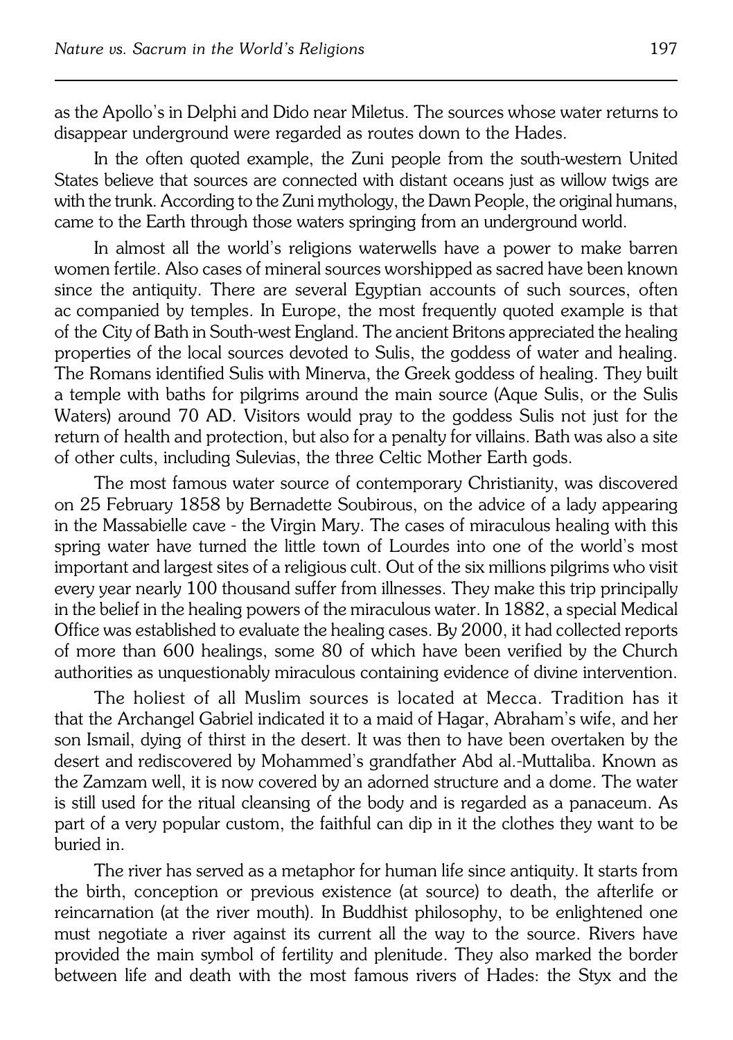as the Apollo's in Delphi and Dido near Miletus. The sources whose water returns to disappear underground were regarded as routes down to the Hades.

In the often quoted example, the Zuni people from the south-western United States believe that sources are connected with distant oceans just as willow twigs are with the trunk. According to the Zuni mythology, the Dawn People, the original humans, came to the Earth through those waters springing from an underground world.

In almost all the world's religions waterwells have a power to make barren women fertile. Also cases of mineral sources worshipped as sacred have been known since the antiquity. There are several Egyptian accounts of such sources, often ac companied by temples. In Europe, the most frequently quoted example is that of the City of Bath in South-west England. The ancient Britons appreciated the healing properties of the local sources devoted to Sulis, the goddess of water and healing. The Romans identified Sulis with Minerva, the Greek goddess of healing. They built a temple with baths for pilgrims around the main source (Aque Sulis, or the Sulis Waters) around 70 AD. Visitors would pray to the goddess Sulis not just for the return of health and protection, but also for a penalty for villains. Bath was also a site of other cults, including Sulevias, the three Celtic Mother Earth gods.

The most famous water source of contemporary Christianity, was discovered on 25 February 1858 by Bernadette Soubirous, on the advice of a lady appearing in the Massabielle cave - the Virgin Mary. The cases of miraculous healing with this spring water have turned the little town of Lourdes into one of the world's most important and largest sites of a religious cult. Out of the six millions pilgrims who visit every year nearly 100 thousand suffer from illnesses. They make this trip principally in the belief in the healing powers of the miraculous water. In 1882, a special Medical Office was established to evaluate the healing cases. By 2000, it had collected reports of more than 600 healings, some 80 of which have been verified by the Church authorities as unquestionably miraculous containing evidence of divine intervention.

The holiest of all Muslim sources is located at Mecca. Tradition has it that the Archangel Gabriel indicated it to a maid of Hagar, Abraham's wife, and her son Ismail, dying of thirst in the desert. It was then to have been overtaken by the desert and rediscovered by Mohammed's grandfather Abd al.-Muttaliba. Known as the Zamzam well, it is now covered by an adorned structure and a dome. The water is still used for the ritual cleansing of the body and is regarded as a panaceum. As part of a very popular custom, the faithful can dip in it the clothes they want to be buried in.

The river has served as a metaphor for human life since antiquity. It starts from the birth, conception or previous existence (at source) to death, the afterlife or reincarnation (at the river mouth). In Buddhist philosophy, to be enlightened one must negotiate a river against its current all the way to the source. Rivers have provided the main symbol of fertility and plenitude. They also marked the border between life and death with the most famous rivers of Hades: the Styx and the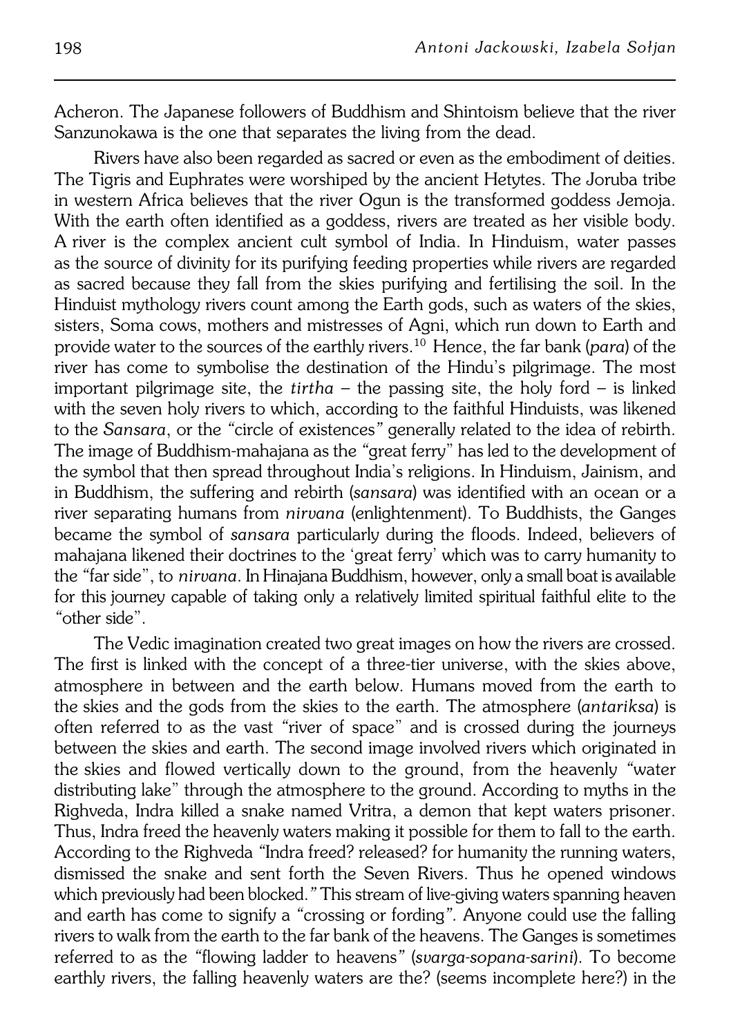Acheron. The Japanese followers of Buddhism and Shintoism believe that the river Sanzunokawa is the one that separates the living from the dead.

Rivers have also been regarded as sacred or even as the embodiment of deities. The Tigris and Euphrates were worshiped by the ancient Hetytes. The Joruba tribe in western Africa believes that the river Ogun is the transformed goddess Jemoja. With the earth often identified as a goddess, rivers are treated as her visible body. A river is the complex ancient cult symbol of India. In Hinduism, water passes as the source of divinity for its purifying feeding properties while rivers are regarded as sacred because they fall from the skies purifying and fertilising the soil. In the Hinduist mythology rivers count among the Earth gods, such as waters of the skies, sisters, Soma cows, mothers and mistresses of Agni, which run down to Earth and provide water to the sources of the earthly rivers.[10] Hence, the far bank (*para*) of the river has come to symbolise the destination of the Hindu's pilgrimage. The most important pilgrimage site, the *tirtha* – the passing site, the holy ford – is linked with the seven holy rivers to which, according to the faithful Hinduists, was likened to the *Sansara*, or the "circle of existences" generally related to the idea of rebirth. The image of Buddhism-mahajana as the "great ferry" has led to the development of the symbol that then spread throughout India's religions. In Hinduism, Jainism, and in Buddhism, the suffering and rebirth (*sansara*) was identified with an ocean or a river separating humans from *nirvana* (enlightenment). To Buddhists, the Ganges became the symbol of *sansara* particularly during the floods. Indeed, believers of mahajana likened their doctrines to the 'great ferry' which was to carry humanity to the "far side", to *nirvana*. In Hinajana Buddhism, however, only a small boat is available for this journey capable of taking only a relatively limited spiritual faithful elite to the "other side".

The Vedic imagination created two great images on how the rivers are crossed. The first is linked with the concept of a three-tier universe, with the skies above, atmosphere in between and the earth below. Humans moved from the earth to the skies and the gods from the skies to the earth. The atmosphere (*antariksa*) is often referred to as the vast "river of space" and is crossed during the journeys between the skies and earth. The second image involved rivers which originated in the skies and flowed vertically down to the ground, from the heavenly "water distributing lake" through the atmosphere to the ground. According to myths in the Righveda, Indra killed a snake named Vritra, a demon that kept waters prisoner. Thus, Indra freed the heavenly waters making it possible for them to fall to the earth. According to the Righveda "Indra freed? released? for humanity the running waters, dismissed the snake and sent forth the Seven Rivers. Thus he opened windows which previously had been blocked." This stream of live-giving waters spanning heaven and earth has come to signify a "crossing or fording". Anyone could use the falling rivers to walk from the earth to the far bank of the heavens. The Ganges is sometimes referred to as the "flowing ladder to heavens" (*svarga-sopana-sarini*). To become earthly rivers, the falling heavenly waters are the? (seems incomplete here?) in the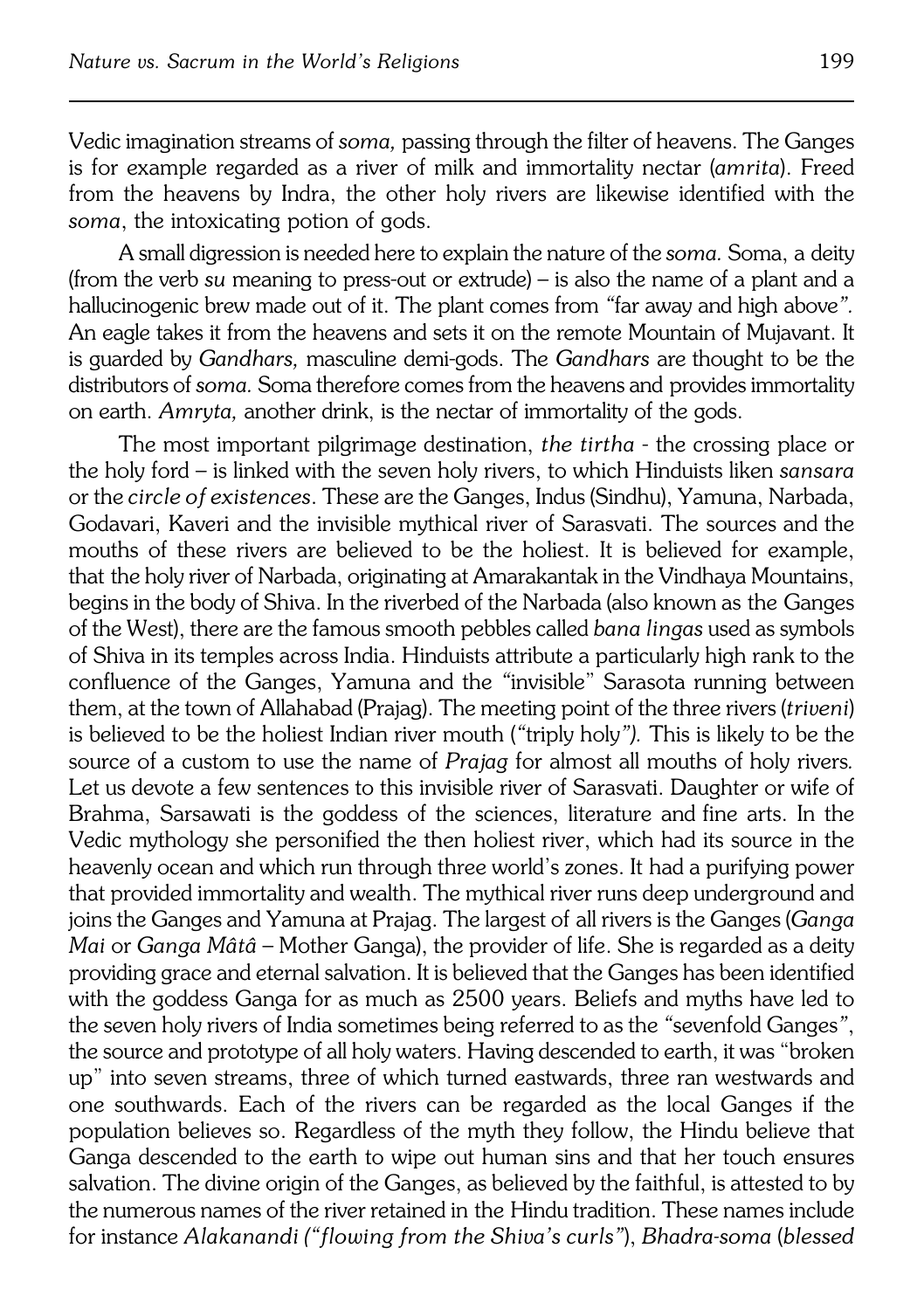Vedic imagination streams of *soma,* passing through the filter of heavens. The Ganges is for example regarded as a river of milk and immortality nectar (*amrita*). Freed from the heavens by Indra, the other holy rivers are likewise identified with the *soma*, the intoxicating potion of gods.

A small digression is needed here to explain the nature of the *soma.* Soma, a deity (from the verb *su* meaning to press-out or extrude) – is also the name of a plant and a hallucinogenic brew made out of it. The plant comes from "far away and high above". An eagle takes it from the heavens and sets it on the remote Mountain of Mujavant. It is guarded by *Gandhars,* masculine demi-gods. The *Gandhars* are thought to be the distributors of *soma.* Soma therefore comes from the heavens and provides immortality on earth. *Amryta,* another drink, is the nectar of immortality of the gods.

The most important pilgrimage destination, *the tirtha* - the crossing place or the holy ford – is linked with the seven holy rivers, to which Hinduists liken *sansara* or the *circle of existences*. These are the Ganges, Indus (Sindhu), Yamuna, Narbada, Godavari, Kaveri and the invisible mythical river of Sarasvati. The sources and the mouths of these rivers are believed to be the holiest. It is believed for example, that the holy river of Narbada, originating at Amarakantak in the Vindhaya Mountains, begins in the body of Shiva. In the riverbed of the Narbada (also known as the Ganges of the West), there are the famous smooth pebbles called *bana lingas* used as symbols of Shiva in its temples across India. Hinduists attribute a particularly high rank to the confluence of the Ganges, Yamuna and the "invisible" Sarasota running between them, at the town of Allahabad (Prajag). The meeting point of the three rivers (*triveni*) is believed to be the holiest Indian river mouth ("triply holy"). This is likely to be the source of a custom to use the name of *Prajag* for almost all mouths of holy rivers. Let us devote a few sentences to this invisible river of Sarasvati. Daughter or wife of Brahma, Sarsawati is the goddess of the sciences, literature and fine arts. In the Vedic mythology she personified the then holiest river, which had its source in the heavenly ocean and which run through three world's zones. It had a purifying power that provided immortality and wealth. The mythical river runs deep underground and joins the Ganges and Yamuna at Prajag. The largest of all rivers is the Ganges (*Ganga Mai* or *Ganga Mâtâ* – Mother Ganga), the provider of life. She is regarded as a deity providing grace and eternal salvation. It is believed that the Ganges has been identified with the goddess Ganga for as much as 2500 years. Beliefs and myths have led to the seven holy rivers of India sometimes being referred to as the "sevenfold Ganges", the source and prototype of all holy waters. Having descended to earth, it was "broken up" into seven streams, three of which turned eastwards, three ran westwards and one southwards. Each of the rivers can be regarded as the local Ganges if the population believes so. Regardless of the myth they follow, the Hindu believe that Ganga descended to the earth to wipe out human sins and that her touch ensures salvation. The divine origin of the Ganges, as believed by the faithful, is attested to by the numerous names of the river retained in the Hindu tradition. These names include for instance *Alakanandi ("flowing from the Shiva's curls")*, *Bhadra-soma* (*blessed*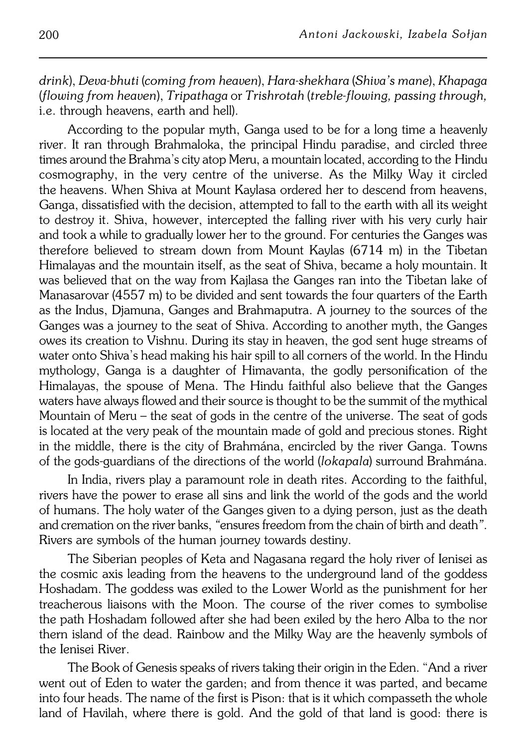*drink*), *Deva-bhuti* (*coming from heaven*), *Hara-shekhara* (*Shiva's mane*), *Khapaga* (*flowing from heaven*), *Tripathaga* or *Trishrotah* (*treble-flowing, passing through,* i.e. through heavens, earth and hell).

According to the popular myth, Ganga used to be for a long time a heavenly river. It ran through Brahmaloka, the principal Hindu paradise, and circled three times around the Brahma's city atop Meru, a mountain located, according to the Hindu cosmography, in the very centre of the universe. As the Milky Way it circled the heavens. When Shiva at Mount Kaylasa ordered her to descend from heavens, Ganga, dissatisfied with the decision, attempted to fall to the earth with all its weight to destroy it. Shiva, however, intercepted the falling river with his very curly hair and took a while to gradually lower her to the ground. For centuries the Ganges was therefore believed to stream down from Mount Kaylas (6714 m) in the Tibetan Himalayas and the mountain itself, as the seat of Shiva, became a holy mountain. It was believed that on the way from Kajlasa the Ganges ran into the Tibetan lake of Manasarovar (4557 m) to be divided and sent towards the four quarters of the Earth as the Indus, Djamuna, Ganges and Brahmaputra. A journey to the sources of the Ganges was a journey to the seat of Shiva. According to another myth, the Ganges owes its creation to Vishnu. During its stay in heaven, the god sent huge streams of water onto Shiva's head making his hair spill to all corners of the world. In the Hindu mythology, Ganga is a daughter of Himavanta, the godly personification of the Himalayas, the spouse of Mena. The Hindu faithful also believe that the Ganges waters have always flowed and their source is thought to be the summit of the mythical Mountain of Meru – the seat of gods in the centre of the universe. The seat of gods is located at the very peak of the mountain made of gold and precious stones. Right in the middle, there is the city of Brahmána, encircled by the river Ganga. Towns of the gods-guardians of the directions of the world (*lokapala*) surround Brahmána.

In India, rivers play a paramount role in death rites. According to the faithful, rivers have the power to erase all sins and link the world of the gods and the world of humans. The holy water of the Ganges given to a dying person, just as the death and cremation on the river banks, "ensures freedom from the chain of birth and death". Rivers are symbols of the human journey towards destiny.

The Siberian peoples of Keta and Nagasana regard the holy river of Ienisei as the cosmic axis leading from the heavens to the underground land of the goddess Hoshadam. The goddess was exiled to the Lower World as the punishment for her treacherous liaisons with the Moon. The course of the river comes to symbolise the path Hoshadam followed after she had been exiled by the hero Alba to the northern island of the dead. Rainbow and the Milky Way are the heavenly symbols of the Ienisei River.

The Book of Genesis speaks of rivers taking their origin in the Eden. "And a river went out of Eden to water the garden; and from thence it was parted, and became into four heads. The name of the first is Pison: that is it which compasseth the whole land of Havilah, where there is gold. And the gold of that land is good: there is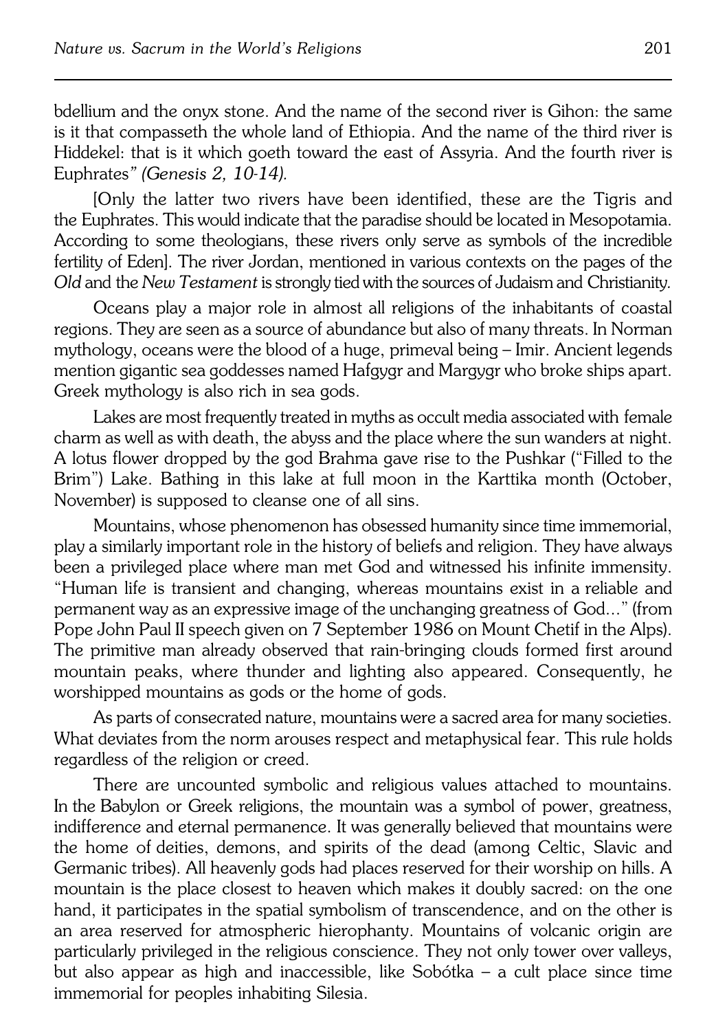bdellium and the onyx stone. And the name of the second river is Gihon: the same is it that compasseth the whole land of Ethiopia. And the name of the third river is Hiddekel: that is it which goeth toward the east of Assyria. And the fourth river is Euphrates" *(Genesis 2, 10-14).*

[Only the latter two rivers have been identified, these are the Tigris and the Euphrates. This would indicate that the paradise should be located in Mesopotamia. According to some theologians, these rivers only serve as symbols of the incredible fertility of Eden]. The river Jordan, mentioned in various contexts on the pages of the *Old* and the *New Testament* is strongly tied with the sources of Judaism and Christianity.

Oceans play a major role in almost all religions of the inhabitants of coastal regions. They are seen as a source of abundance but also of many threats. In Norman mythology, oceans were the blood of a huge, primeval being – Imir. Ancient legends mention gigantic sea goddesses named Hafgygr and Margygr who broke ships apart. Greek mythology is also rich in sea gods.

Lakes are most frequently treated in myths as occult media associated with female charm as well as with death, the abyss and the place where the sun wanders at night. A lotus flower dropped by the god Brahma gave rise to the Pushkar ("Filled to the Brim") Lake. Bathing in this lake at full moon in the Karttika month (October, November) is supposed to cleanse one of all sins.

Mountains, whose phenomenon has obsessed humanity since time immemorial, play a similarly important role in the history of beliefs and religion. They have always been a privileged place where man met God and witnessed his infinite immensity. "Human life is transient and changing, whereas mountains exist in a reliable and permanent way as an expressive image of the unchanging greatness of God..." (from Pope John Paul II speech given on 7 September 1986 on Mount Chetif in the Alps). The primitive man already observed that rain-bringing clouds formed first around mountain peaks, where thunder and lighting also appeared. Consequently, he worshipped mountains as gods or the home of gods.

As parts of consecrated nature, mountains were a sacred area for many societies. What deviates from the norm arouses respect and metaphysical fear. This rule holds regardless of the religion or creed.

There are uncounted symbolic and religious values attached to mountains. In the Babylon or Greek religions, the mountain was a symbol of power, greatness, indifference and eternal permanence. It was generally believed that mountains were the home of deities, demons, and spirits of the dead (among Celtic, Slavic and Germanic tribes). All heavenly gods had places reserved for their worship on hills. A mountain is the place closest to heaven which makes it doubly sacred: on the one hand, it participates in the spatial symbolism of transcendence, and on the other is an area reserved for atmospheric hierophanty. Mountains of volcanic origin are particularly privileged in the religious conscience. They not only tower over valleys, but also appear as high and inaccessible, like Sobótka – a cult place since time immemorial for peoples inhabiting Silesia.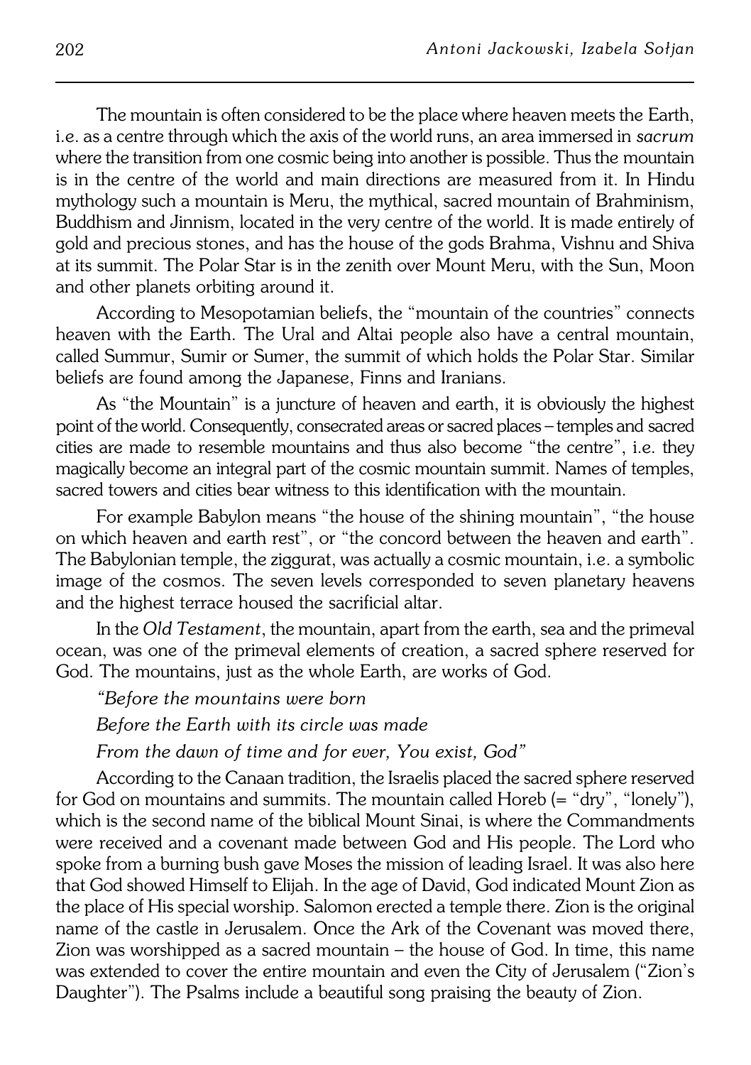The mountain is often considered to be the place where heaven meets the Earth, i.e. as a centre through which the axis of the world runs, an area immersed in *sacrum* where the transition from one cosmic being into another is possible. Thus the mountain is in the centre of the world and main directions are measured from it. In Hindu mythology such a mountain is Meru, the mythical, sacred mountain of Brahminism, Buddhism and Jinnism, located in the very centre of the world. It is made entirely of gold and precious stones, and has the house of the gods Brahma, Vishnu and Shiva at its summit. The Polar Star is in the zenith over Mount Meru, with the Sun, Moon and other planets orbiting around it.

According to Mesopotamian beliefs, the "mountain of the countries" connects heaven with the Earth. The Ural and Altai people also have a central mountain, called Summur, Sumir or Sumer, the summit of which holds the Polar Star. Similar beliefs are found among the Japanese, Finns and Iranians.

As "the Mountain" is a juncture of heaven and earth, it is obviously the highest point of the world. Consequently, consecrated areas or sacred places – temples and sacred cities are made to resemble mountains and thus also become "the centre", i.e. they magically become an integral part of the cosmic mountain summit. Names of temples, sacred towers and cities bear witness to this identification with the mountain.

For example Babylon means "the house of the shining mountain", "the house on which heaven and earth rest", or "the concord between the heaven and earth". The Babylonian temple, the ziggurat, was actually a cosmic mountain, i.e. a symbolic image of the cosmos. The seven levels corresponded to seven planetary heavens and the highest terrace housed the sacrificial altar.

In the *Old Testament*, the mountain, apart from the earth, sea and the primeval ocean, was one of the primeval elements of creation, a sacred sphere reserved for God. The mountains, just as the whole Earth, are works of God.

*"Before the mountains were born*

*Before the Earth with its circle was made*

*From the dawn of time and for ever, You exist, God"*

According to the Canaan tradition, the Israelis placed the sacred sphere reserved for God on mountains and summits. The mountain called Horeb (= "dry", "lonely"), which is the second name of the biblical Mount Sinai, is where the Commandments were received and a covenant made between God and His people. The Lord who spoke from a burning bush gave Moses the mission of leading Israel. It was also here that God showed Himself to Elijah. In the age of David, God indicated Mount Zion as the place of His special worship. Salomon erected a temple there. Zion is the original name of the castle in Jerusalem. Once the Ark of the Covenant was moved there, Zion was worshipped as a sacred mountain – the house of God. In time, this name was extended to cover the entire mountain and even the City of Jerusalem ("Zion's Daughter"). The Psalms include a beautiful song praising the beauty of Zion.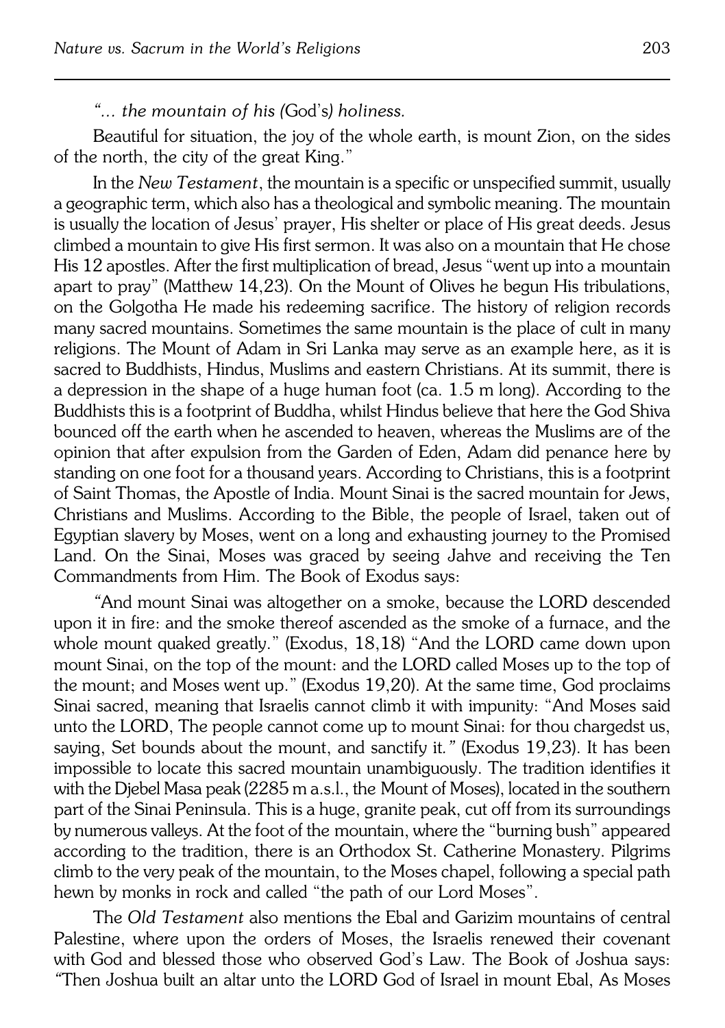*"... the mountain of his (*God's*) holiness.*

Beautiful for situation, the joy of the whole earth, is mount Zion, on the sides of the north, the city of the great King."

In the *New Testament*, the mountain is a specific or unspecified summit, usually a geographic term, which also has a theological and symbolic meaning. The mountain is usually the location of Jesus' prayer, His shelter or place of His great deeds. Jesus climbed a mountain to give His first sermon. It was also on a mountain that He chose His 12 apostles. After the first multiplication of bread, Jesus "went up into a mountain apart to pray" (Matthew 14,23). On the Mount of Olives he begun His tribulations, on the Golgotha He made his redeeming sacrifice. The history of religion records many sacred mountains. Sometimes the same mountain is the place of cult in many religions. The Mount of Adam in Sri Lanka may serve as an example here, as it is sacred to Buddhists, Hindus, Muslims and eastern Christians. At its summit, there is a depression in the shape of a huge human foot (ca. 1.5 m long). According to the Buddhists this is a footprint of Buddha, whilst Hindus believe that here the God Shiva bounced off the earth when he ascended to heaven, whereas the Muslims are of the opinion that after expulsion from the Garden of Eden, Adam did penance here by standing on one foot for a thousand years. According to Christians, this is a footprint of Saint Thomas, the Apostle of India. Mount Sinai is the sacred mountain for Jews, Christians and Muslims. According to the Bible, the people of Israel, taken out of Egyptian slavery by Moses, went on a long and exhausting journey to the Promised Land. On the Sinai, Moses was graced by seeing Jahve and receiving the Ten Commandments from Him. The Book of Exodus says:

"And mount Sinai was altogether on a smoke, because the LORD descended upon it in fire: and the smoke thereof ascended as the smoke of a furnace, and the whole mount quaked greatly." (Exodus, 18,18) "And the LORD came down upon mount Sinai, on the top of the mount: and the LORD called Moses up to the top of the mount; and Moses went up." (Exodus 19,20). At the same time, God proclaims Sinai sacred, meaning that Israelis cannot climb it with impunity: "And Moses said unto the LORD, The people cannot come up to mount Sinai: for thou chargedst us, saying, Set bounds about the mount, and sanctify it." (Exodus 19,23). It has been impossible to locate this sacred mountain unambiguously. The tradition identifies it with the Djebel Masa peak (2285 m a.s.l., the Mount of Moses), located in the southern part of the Sinai Peninsula. This is a huge, granite peak, cut off from its surroundings by numerous valleys. At the foot of the mountain, where the "burning bush" appeared according to the tradition, there is an Orthodox St. Catherine Monastery. Pilgrims climb to the very peak of the mountain, to the Moses chapel, following a special path hewn by monks in rock and called "the path of our Lord Moses".

The *Old Testament* also mentions the Ebal and Garizim mountains of central Palestine, where upon the orders of Moses, the Israelis renewed their covenant with God and blessed those who observed God's Law. The Book of Joshua says: "Then Joshua built an altar unto the LORD God of Israel in mount Ebal, As Moses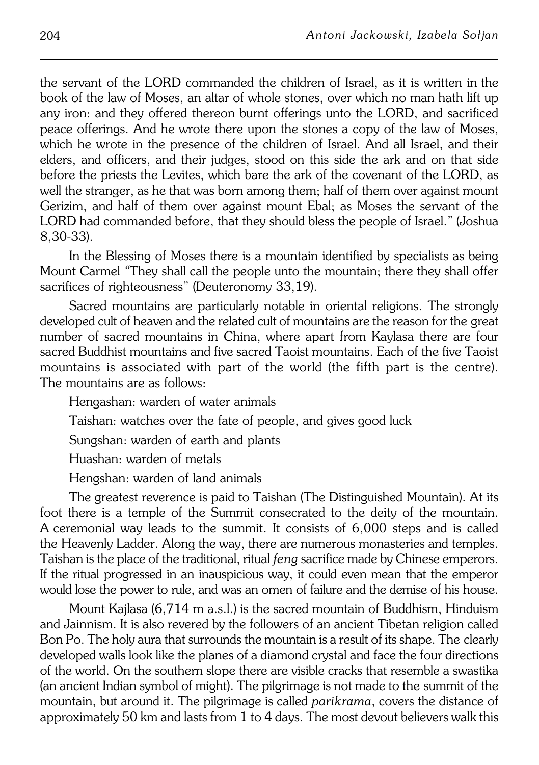the servant of the LORD commanded the children of Israel, as it is written in the book of the law of Moses, an altar of whole stones, over which no man hath lift up any iron: and they offered thereon burnt offerings unto the LORD, and sacrificed peace offerings. And he wrote there upon the stones a copy of the law of Moses, which he wrote in the presence of the children of Israel. And all Israel, and their elders, and officers, and their judges, stood on this side the ark and on that side before the priests the Levites, which bare the ark of the covenant of the LORD, as well the stranger, as he that was born among them; half of them over against mount Gerizim, and half of them over against mount Ebal; as Moses the servant of the LORD had commanded before, that they should bless the people of Israel." (Joshua 8,30-33).

In the Blessing of Moses there is a mountain identified by specialists as being Mount Carmel "They shall call the people unto the mountain; there they shall offer sacrifices of righteousness" (Deuteronomy 33,19).

Sacred mountains are particularly notable in oriental religions. The strongly developed cult of heaven and the related cult of mountains are the reason for the great number of sacred mountains in China, where apart from Kaylasa there are four sacred Buddhist mountains and five sacred Taoist mountains. Each of the five Taoist mountains is associated with part of the world (the fifth part is the centre). The mountains are as follows:

Hengashan: warden of water animals

Taishan: watches over the fate of people, and gives good luck

Sungshan: warden of earth and plants

Huashan: warden of metals

Hengshan: warden of land animals

The greatest reverence is paid to Taishan (The Distinguished Mountain). At its foot there is a temple of the Summit consecrated to the deity of the mountain. A ceremonial way leads to the summit. It consists of 6,000 steps and is called the Heavenly Ladder. Along the way, there are numerous monasteries and temples. Taishan is the place of the traditional, ritual *feng* sacrifice made by Chinese emperors. If the ritual progressed in an inauspicious way, it could even mean that the emperor would lose the power to rule, and was an omen of failure and the demise of his house.

Mount Kajlasa (6,714 m a.s.l.) is the sacred mountain of Buddhism, Hinduism and Jainnism. It is also revered by the followers of an ancient Tibetan religion called Bon Po. The holy aura that surrounds the mountain is a result of its shape. The clearly developed walls look like the planes of a diamond crystal and face the four directions of the world. On the southern slope there are visible cracks that resemble a swastika (an ancient Indian symbol of might). The pilgrimage is not made to the summit of the mountain, but around it. The pilgrimage is called *parikrama*, covers the distance of approximately 50 km and lasts from 1 to 4 days. The most devout believers walk this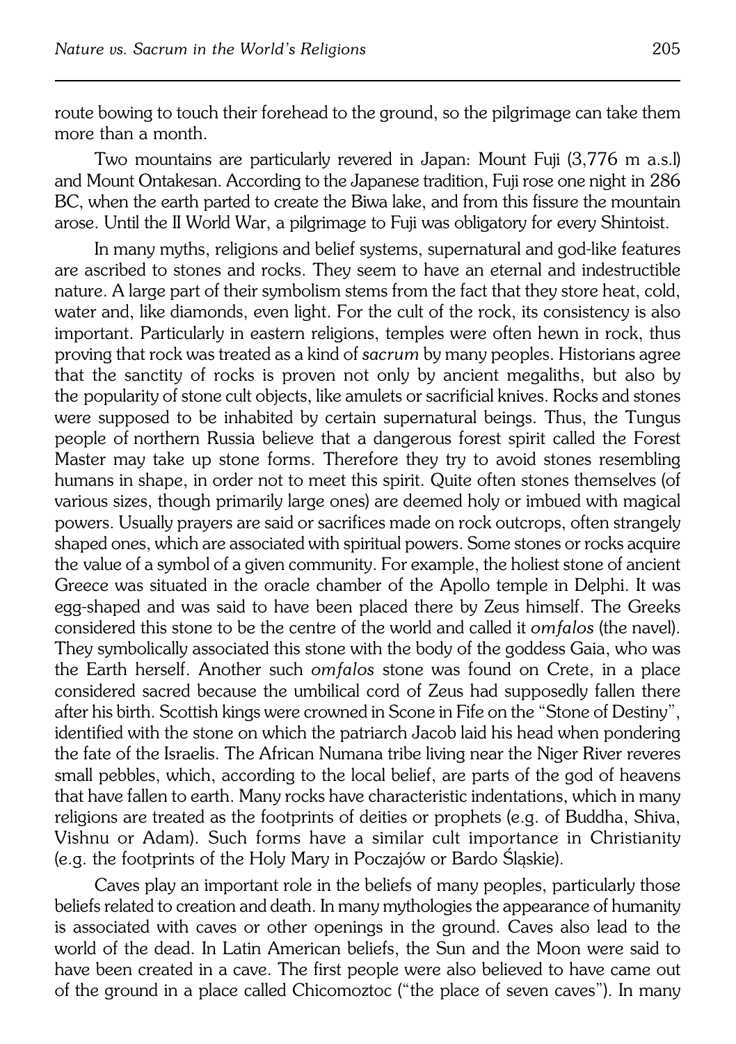route bowing to touch their forehead to the ground, so the pilgrimage can take them more than a month.

Two mountains are particularly revered in Japan: Mount Fuji (3,776 m a.s.l) and Mount Ontakesan. According to the Japanese tradition, Fuji rose one night in 286 BC, when the earth parted to create the Biwa lake, and from this fissure the mountain arose. Until the II World War, a pilgrimage to Fuji was obligatory for every Shintoist.

In many myths, religions and belief systems, supernatural and god-like features are ascribed to stones and rocks. They seem to have an eternal and indestructible nature. A large part of their symbolism stems from the fact that they store heat, cold, water and, like diamonds, even light. For the cult of the rock, its consistency is also important. Particularly in eastern religions, temples were often hewn in rock, thus proving that rock was treated as a kind of *sacrum* by many peoples. Historians agree that the sanctity of rocks is proven not only by ancient megaliths, but also by the popularity of stone cult objects, like amulets or sacrificial knives. Rocks and stones were supposed to be inhabited by certain supernatural beings. Thus, the Tungus people of northern Russia believe that a dangerous forest spirit called the Forest Master may take up stone forms. Therefore they try to avoid stones resembling humans in shape, in order not to meet this spirit. Quite often stones themselves (of various sizes, though primarily large ones) are deemed holy or imbued with magical powers. Usually prayers are said or sacrifices made on rock outcrops, often strangely shaped ones, which are associated with spiritual powers. Some stones or rocks acquire the value of a symbol of a given community. For example, the holiest stone of ancient Greece was situated in the oracle chamber of the Apollo temple in Delphi. It was egg-shaped and was said to have been placed there by Zeus himself. The Greeks considered this stone to be the centre of the world and called it *omfalos* (the navel). They symbolically associated this stone with the body of the goddess Gaia, who was the Earth herself. Another such *omfalos* stone was found on Crete, in a place considered sacred because the umbilical cord of Zeus had supposedly fallen there after his birth. Scottish kings were crowned in Scone in Fife on the "Stone of Destiny", identified with the stone on which the patriarch Jacob laid his head when pondering the fate of the Israelis. The African Numana tribe living near the Niger River reveres small pebbles, which, according to the local belief, are parts of the god of heavens that have fallen to earth. Many rocks have characteristic indentations, which in many religions are treated as the footprints of deities or prophets (e.g. of Buddha, Shiva, Vishnu or Adam). Such forms have a similar cult importance in Christianity (e.g. the footprints of the Holy Mary in Poczajów or Bardo Śląskie).

Caves play an important role in the beliefs of many peoples, particularly those beliefs related to creation and death. In many mythologies the appearance of humanity is associated with caves or other openings in the ground. Caves also lead to the world of the dead. In Latin American beliefs, the Sun and the Moon were said to have been created in a cave. The first people were also believed to have came out of the ground in a place called Chicomoztoc ("the place of seven caves"). In many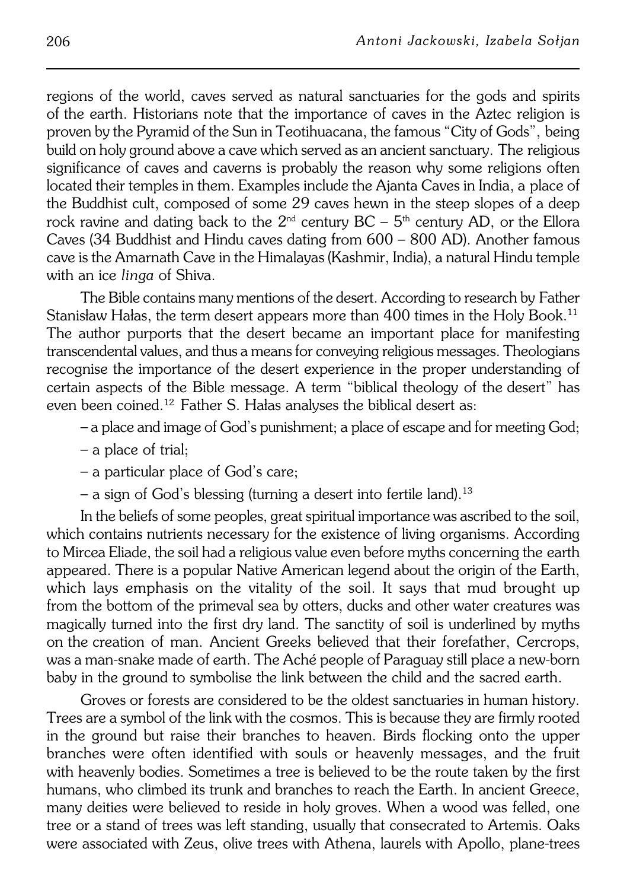regions of the world, caves served as natural sanctuaries for the gods and spirits of the earth. Historians note that the importance of caves in the Aztec religion is proven by the Pyramid of the Sun in Teotihuacana, the famous "City of Gods", being build on holy ground above a cave which served as an ancient sanctuary. The religious significance of caves and caverns is probably the reason why some religions often located their temples in them. Examples include the Ajanta Caves in India, a place of the Buddhist cult, composed of some 29 caves hewn in the steep slopes of a deep rock ravine and dating back to the 2nd century BC – 5th century AD, or the Ellora Caves (34 Buddhist and Hindu caves dating from 600 – 800 AD). Another famous cave is the Amarnath Cave in the Himalayas (Kashmir, India), a natural Hindu temple with an ice *linga* of Shiva.

The Bible contains many mentions of the desert. According to research by Father Stanisław Hałas, the term desert appears more than 400 times in the Holy Book.[11] The author purports that the desert became an important place for manifesting transcendental values, and thus a means for conveying religious messages. Theologians recognise the importance of the desert experience in the proper understanding of certain aspects of the Bible message. A term "biblical theology of the desert" has even been coined.[12] Father S. Hałas analyses the biblical desert as:

– a place and image of God's punishment; a place of escape and for meeting God;

– a place of trial;

– a particular place of God's care;

– a sign of God's blessing (turning a desert into fertile land).[13]

In the beliefs of some peoples, great spiritual importance was ascribed to the soil, which contains nutrients necessary for the existence of living organisms. According to Mircea Eliade, the soil had a religious value even before myths concerning the earth appeared. There is a popular Native American legend about the origin of the Earth, which lays emphasis on the vitality of the soil. It says that mud brought up from the bottom of the primeval sea by otters, ducks and other water creatures was magically turned into the first dry land. The sanctity of soil is underlined by myths on the creation of man. Ancient Greeks believed that their forefather, Cercrops, was a man-snake made of earth. The Aché people of Paraguay still place a new-born baby in the ground to symbolise the link between the child and the sacred earth.

Groves or forests are considered to be the oldest sanctuaries in human history. Trees are a symbol of the link with the cosmos. This is because they are firmly rooted in the ground but raise their branches to heaven. Birds flocking onto the upper branches were often identified with souls or heavenly messages, and the fruit with heavenly bodies. Sometimes a tree is believed to be the route taken by the first humans, who climbed its trunk and branches to reach the Earth. In ancient Greece, many deities were believed to reside in holy groves. When a wood was felled, one tree or a stand of trees was left standing, usually that consecrated to Artemis. Oaks were associated with Zeus, olive trees with Athena, laurels with Apollo, plane-trees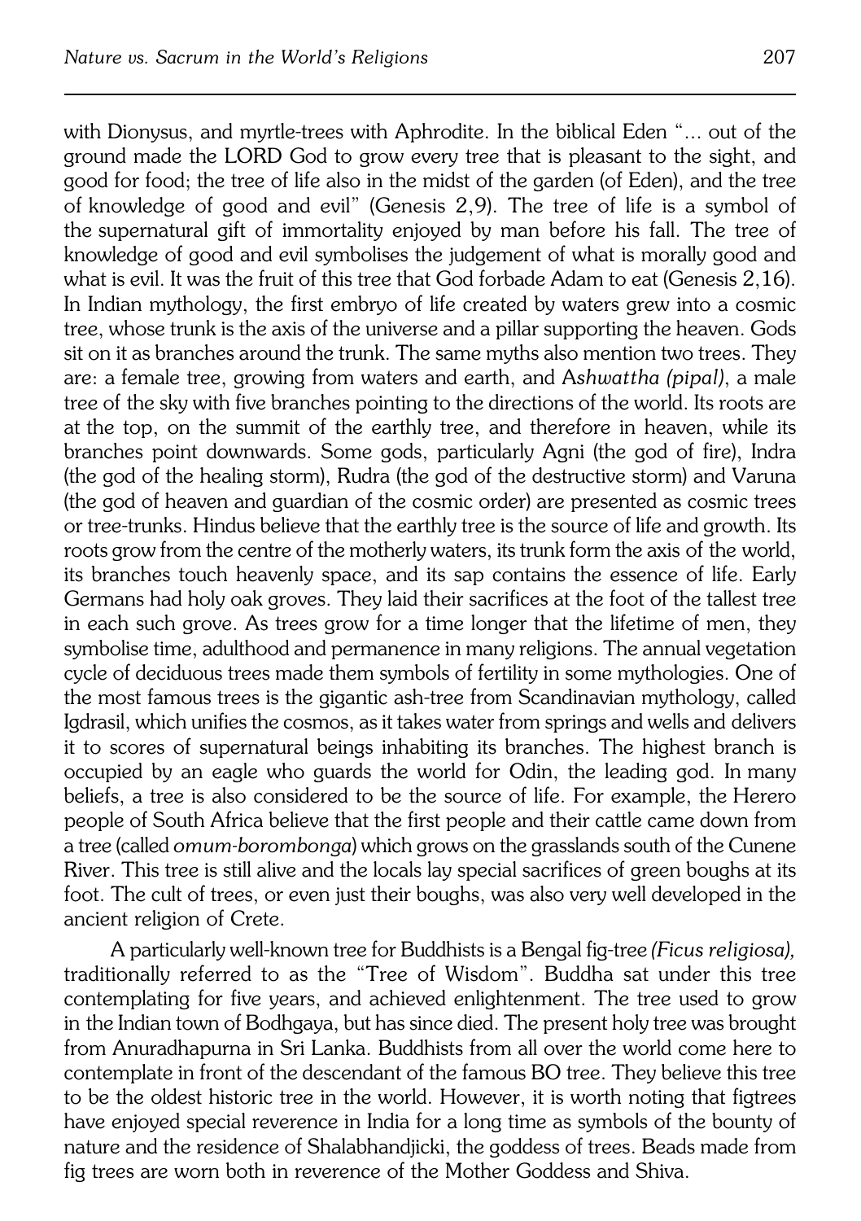with Dionysus, and myrtle-trees with Aphrodite. In the biblical Eden "... out of the ground made the LORD God to grow every tree that is pleasant to the sight, and good for food; the tree of life also in the midst of the garden (of Eden), and the tree of knowledge of good and evil" (Genesis 2,9). The tree of life is a symbol of the supernatural gift of immortality enjoyed by man before his fall. The tree of knowledge of good and evil symbolises the judgement of what is morally good and what is evil. It was the fruit of this tree that God forbade Adam to eat (Genesis 2,16). In Indian mythology, the first embryo of life created by waters grew into a cosmic tree, whose trunk is the axis of the universe and a pillar supporting the heaven. Gods sit on it as branches around the trunk. The same myths also mention two trees. They are: a female tree, growing from waters and earth, and A*shwattha (pipal)*, a male tree of the sky with five branches pointing to the directions of the world. Its roots are at the top, on the summit of the earthly tree, and therefore in heaven, while its branches point downwards. Some gods, particularly Agni (the god of fire), Indra (the god of the healing storm), Rudra (the god of the destructive storm) and Varuna (the god of heaven and guardian of the cosmic order) are presented as cosmic trees or tree-trunks. Hindus believe that the earthly tree is the source of life and growth. Its roots grow from the centre of the motherly waters, its trunk form the axis of the world, its branches touch heavenly space, and its sap contains the essence of life. Early Germans had holy oak groves. They laid their sacrifices at the foot of the tallest tree in each such grove. As trees grow for a time longer that the lifetime of men, they symbolise time, adulthood and permanence in many religions. The annual vegetation cycle of deciduous trees made them symbols of fertility in some mythologies. One of the most famous trees is the gigantic ash-tree from Scandinavian mythology, called Igdrasil, which unifies the cosmos, as it takes water from springs and wells and delivers it to scores of supernatural beings inhabiting its branches. The highest branch is occupied by an eagle who guards the world for Odin, the leading god. In many beliefs, a tree is also considered to be the source of life. For example, the Herero people of South Africa believe that the first people and their cattle came down from a tree (called *omum-borombonga*) which grows on the grasslands south of the Cunene River. This tree is still alive and the locals lay special sacrifices of green boughs at its foot. The cult of trees, or even just their boughs, was also very well developed in the ancient religion of Crete.

A particularly well-known tree for Buddhists is a Bengal fig-tree *(Ficus religiosa),* traditionally referred to as the "Tree of Wisdom". Buddha sat under this tree contemplating for five years, and achieved enlightenment. The tree used to grow in the Indian town of Bodhgaya, but has since died. The present holy tree was brought from Anuradhapurna in Sri Lanka. Buddhists from all over the world come here to contemplate in front of the descendant of the famous BO tree. They believe this tree to be the oldest historic tree in the world. However, it is worth noting that figtrees have enjoyed special reverence in India for a long time as symbols of the bounty of nature and the residence of Shalabhandjicki, the goddess of trees. Beads made from fig trees are worn both in reverence of the Mother Goddess and Shiva.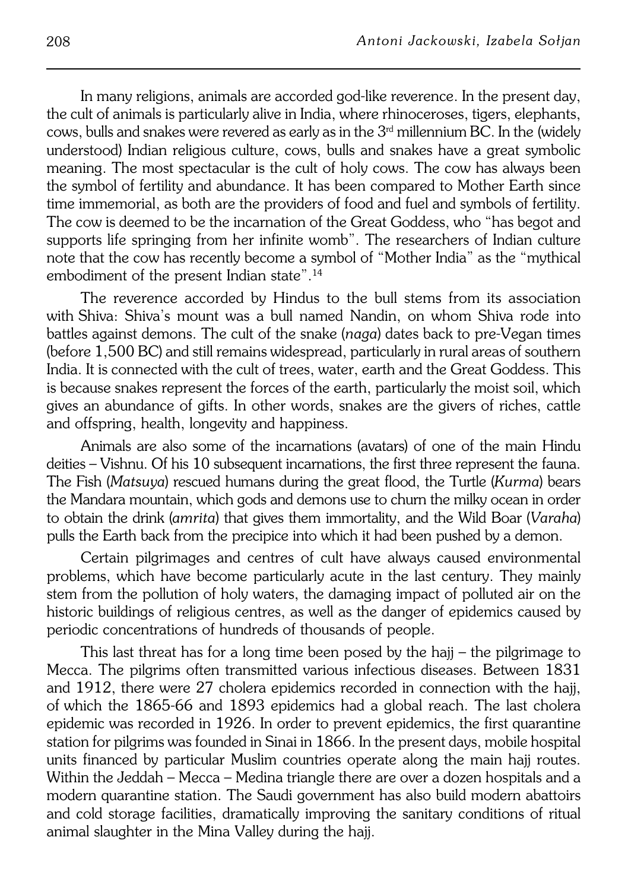In many religions, animals are accorded god-like reverence. In the present day, the cult of animals is particularly alive in India, where rhinoceroses, tigers, elephants, cows, bulls and snakes were revered as early as in the 3rd millennium BC. In the (widely understood) Indian religious culture, cows, bulls and snakes have a great symbolic meaning. The most spectacular is the cult of holy cows. The cow has always been the symbol of fertility and abundance. It has been compared to Mother Earth since time immemorial, as both are the providers of food and fuel and symbols of fertility. The cow is deemed to be the incarnation of the Great Goddess, who "has begot and supports life springing from her infinite womb". The researchers of Indian culture note that the cow has recently become a symbol of "Mother India" as the "mythical embodiment of the present Indian state".[14]

The reverence accorded by Hindus to the bull stems from its association with Shiva: Shiva's mount was a bull named Nandin, on whom Shiva rode into battles against demons. The cult of the snake (*naga*) dates back to pre-Vegan times (before 1,500 BC) and still remains widespread, particularly in rural areas of southern India. It is connected with the cult of trees, water, earth and the Great Goddess. This is because snakes represent the forces of the earth, particularly the moist soil, which gives an abundance of gifts. In other words, snakes are the givers of riches, cattle and offspring, health, longevity and happiness.

Animals are also some of the incarnations (avatars) of one of the main Hindu deities – Vishnu. Of his 10 subsequent incarnations, the first three represent the fauna. The Fish (*Matsuya*) rescued humans during the great flood, the Turtle (*Kurma*) bears the Mandara mountain, which gods and demons use to churn the milky ocean in order to obtain the drink (*amrita*) that gives them immortality, and the Wild Boar (*Varaha*) pulls the Earth back from the precipice into which it had been pushed by a demon.

Certain pilgrimages and centres of cult have always caused environmental problems, which have become particularly acute in the last century. They mainly stem from the pollution of holy waters, the damaging impact of polluted air on the historic buildings of religious centres, as well as the danger of epidemics caused by periodic concentrations of hundreds of thousands of people.

This last threat has for a long time been posed by the hajj – the pilgrimage to Mecca. The pilgrims often transmitted various infectious diseases. Between 1831 and 1912, there were 27 cholera epidemics recorded in connection with the hajj, of which the 1865-66 and 1893 epidemics had a global reach. The last cholera epidemic was recorded in 1926. In order to prevent epidemics, the first quarantine station for pilgrims was founded in Sinai in 1866. In the present days, mobile hospital units financed by particular Muslim countries operate along the main hajj routes. Within the Jeddah – Mecca – Medina triangle there are over a dozen hospitals and a modern quarantine station. The Saudi government has also build modern abattoirs and cold storage facilities, dramatically improving the sanitary conditions of ritual animal slaughter in the Mina Valley during the hajj.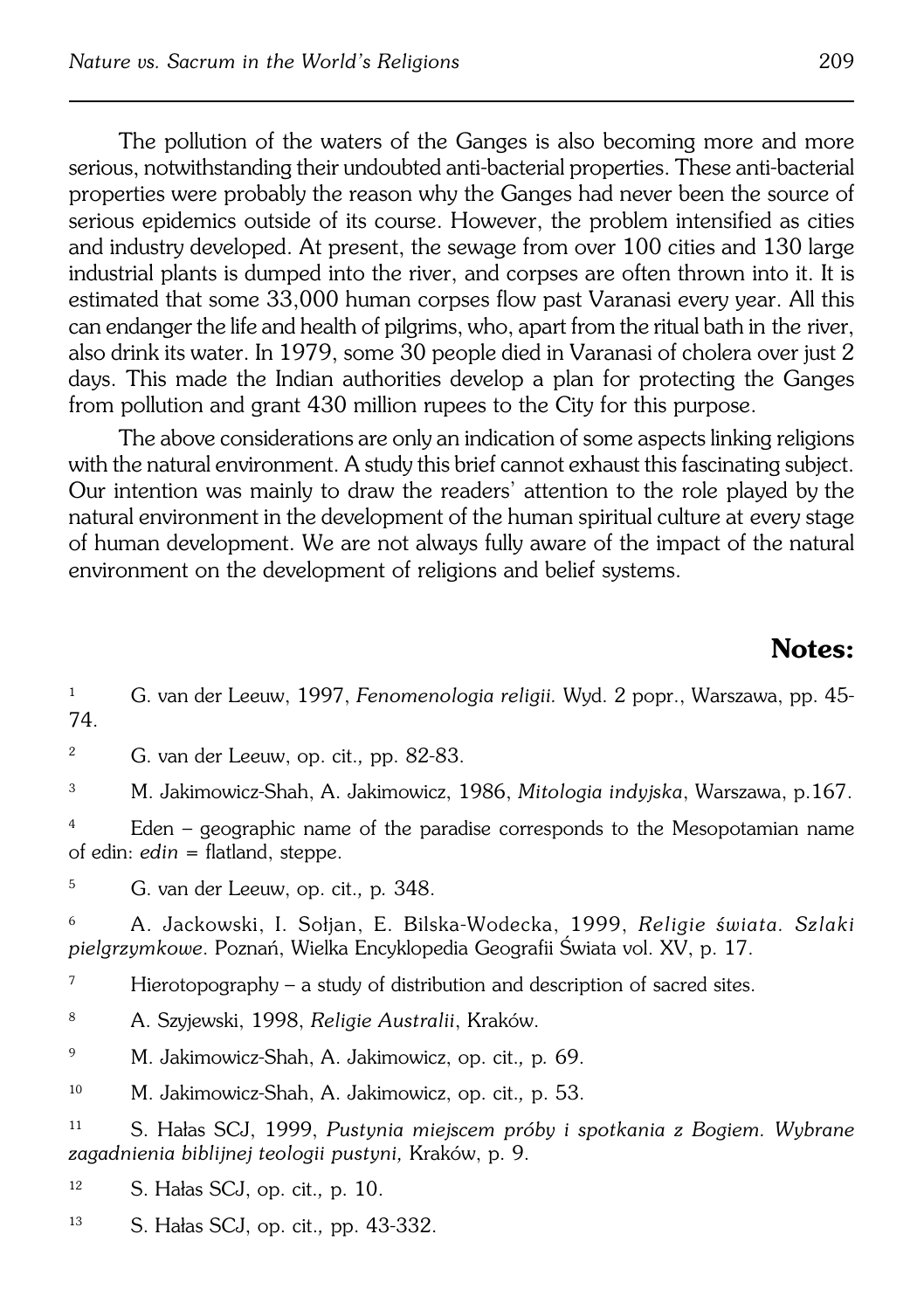The pollution of the waters of the Ganges is also becoming more and more serious, notwithstanding their undoubted anti-bacterial properties. These anti-bacterial properties were probably the reason why the Ganges had never been the source of serious epidemics outside of its course. However, the problem intensified as cities and industry developed. At present, the sewage from over 100 cities and 130 large industrial plants is dumped into the river, and corpses are often thrown into it. It is estimated that some 33,000 human corpses flow past Varanasi every year. All this can endanger the life and health of pilgrims, who, apart from the ritual bath in the river, also drink its water. In 1979, some 30 people died in Varanasi of cholera over just 2 days. This made the Indian authorities develop a plan for protecting the Ganges from pollution and grant 430 million rupees to the City for this purpose.

The above considerations are only an indication of some aspects linking religions with the natural environment. A study this brief cannot exhaust this fascinating subject. Our intention was mainly to draw the readers' attention to the role played by the natural environment in the development of the human spiritual culture at every stage of human development. We are not always fully aware of the impact of the natural environment on the development of religions and belief systems.

## Notes:

[1] G. van der Leeuw, 1997, *Fenomenologia religii.* Wyd. 2 popr., Warszawa, pp. 45-74.

[2] G. van der Leeuw, op. cit., pp. 82-83.

[3] M. Jakimowicz-Shah, A. Jakimowicz, 1986, *Mitologia indyjska*, Warszawa, p.167.

[4] Eden – geographic name of the paradise corresponds to the Mesopotamian name of edin: *edin* = flatland, steppe.

[5] G. van der Leeuw, op. cit., p. 348.

[6] A. Jackowski, I. Sołjan, E. Bilska-Wodecka, 1999, *Religie świata. Szlaki pielgrzymkowe*. Poznań, Wielka Encyklopedia Geografii Świata vol. XV, p. 17.

[7] Hierotopography – a study of distribution and description of sacred sites.

[8] A. Szyjewski, 1998, *Religie Australii*, Kraków.

[9] M. Jakimowicz-Shah, A. Jakimowicz, op. cit., p. 69.

[10] M. Jakimowicz-Shah, A. Jakimowicz, op. cit., p. 53.

[11] S. Hałas SCJ, 1999, *Pustynia miejscem próby i spotkania z Bogiem. Wybrane zagadnienia biblijnej teologii pustyni,* Kraków, p. 9.

[12] S. Hałas SCJ, op. cit., p. 10.

[13] S. Hałas SCJ, op. cit., pp. 43-332.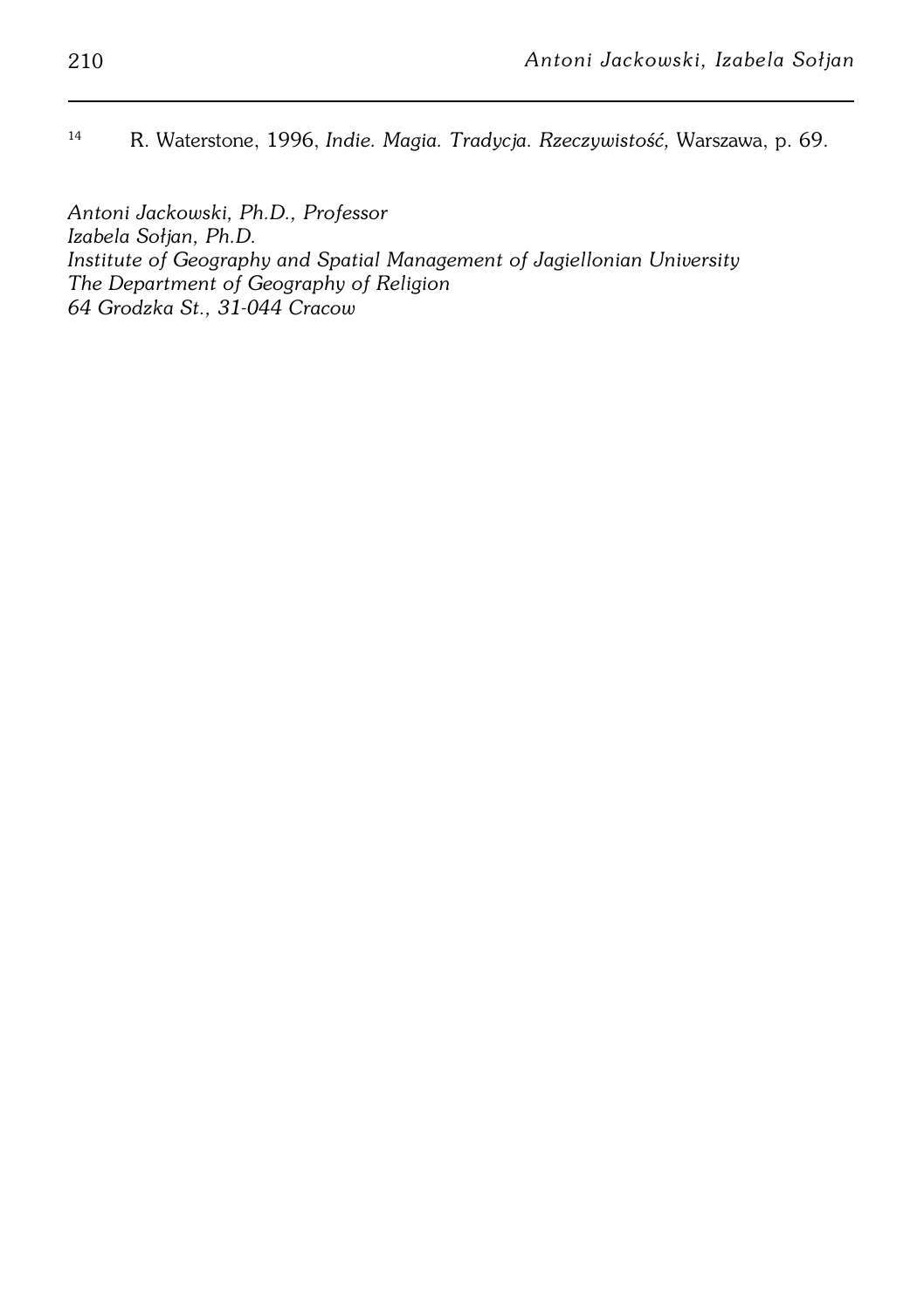[14] R. Waterstone, 1996, *Indie. Magia. Tradycja. Rzeczywistość,* Warszawa, p. 69.

*Antoni Jackowski, Ph.D., Professor*
*Izabela Sołjan, Ph.D.*
*Institute of Geography and Spatial Management of Jagiellonian University*
*The Department of Geography of Religion*
*64 Grodzka St., 31-044 Cracow*